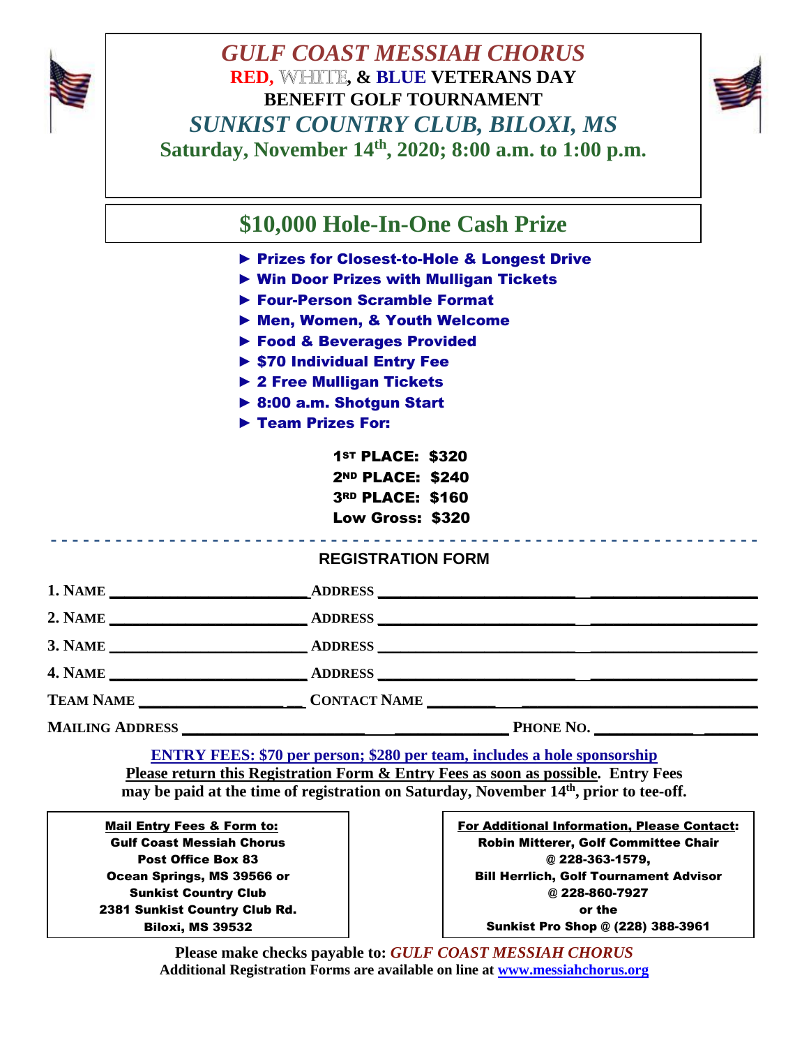# *GULF COAST MESSIAH CHORUS*

## RED, WHITE, & BLUE VETERANS DAY BENEFIT GOLF TOURNAMENT

## *SUNKIST COUNTRY CLUB, BILOXI, MS*

**Saturday, November 14th, 2020; 8:00 a.m. to 1:00 p.m.**

## $10,000 Hole-In-One Cash Prize

- ► **Prizes for Closest-to-Hole & Longest Drive**
- ► **Win Door Prizes with Mulligan Tickets**
- ► **Four-Person Scramble Format**
- ► **Men, Women, & Youth Welcome**
- ► **Food & Beverages Provided**
- ► **$70 Individual Entry Fee**
- ► **2 Free Mulligan Tickets**
- ► **8:00 a.m. Shotgun Start**
- ► **Team Prizes For:**

**1ST PLACE: $320**
**2ND PLACE: $240**
**3RD PLACE: $160**
**Low Gross: $320**

- - - - - - - - - - - - - - - - - - - - - - - - - - - - - - - - - - - - - - - -

### REGISTRATION FORM

**1. NAME** ________________________ **ADDRESS** ____________________________________________

**2. NAME** ________________________ **ADDRESS** ____________________________________________

**3. NAME** ________________________ **ADDRESS** ____________________________________________

**4. NAME** ________________________ **ADDRESS** ____________________________________________

**TEAM NAME** ____________________ **CONTACT NAME** _____________________________________

**MAILING ADDRESS** __________________________________ **PHONE NO.** ___________________

**ENTRY FEES: $70 per person; $280 per team, includes a hole sponsorship**

**Please return this Registration Form & Entry Fees as soon as possible. Entry Fees may be paid at the time of registration on Saturday, November 14th, prior to tee-off.**

**Mail Entry Fees & Form to:**
**Gulf Coast Messiah Chorus**
**Post Office Box 83**
**Ocean Springs, MS 39566 or**
**Sunkist Country Club**
**2381 Sunkist Country Club Rd.**
**Biloxi, MS 39532**

**For Additional Information, Please Contact:**
**Robin Mitterer, Golf Committee Chair**
**@ 228-363-1579,**
**Bill Herrlich, Golf Tournament Advisor**
**@ 228-860-7927**
**or the**
**Sunkist Pro Shop @ (228) 388-3961**

**Please make checks payable to: *GULF COAST MESSIAH CHORUS***
**Additional Registration Forms are available on line at www.messiahchorus.org**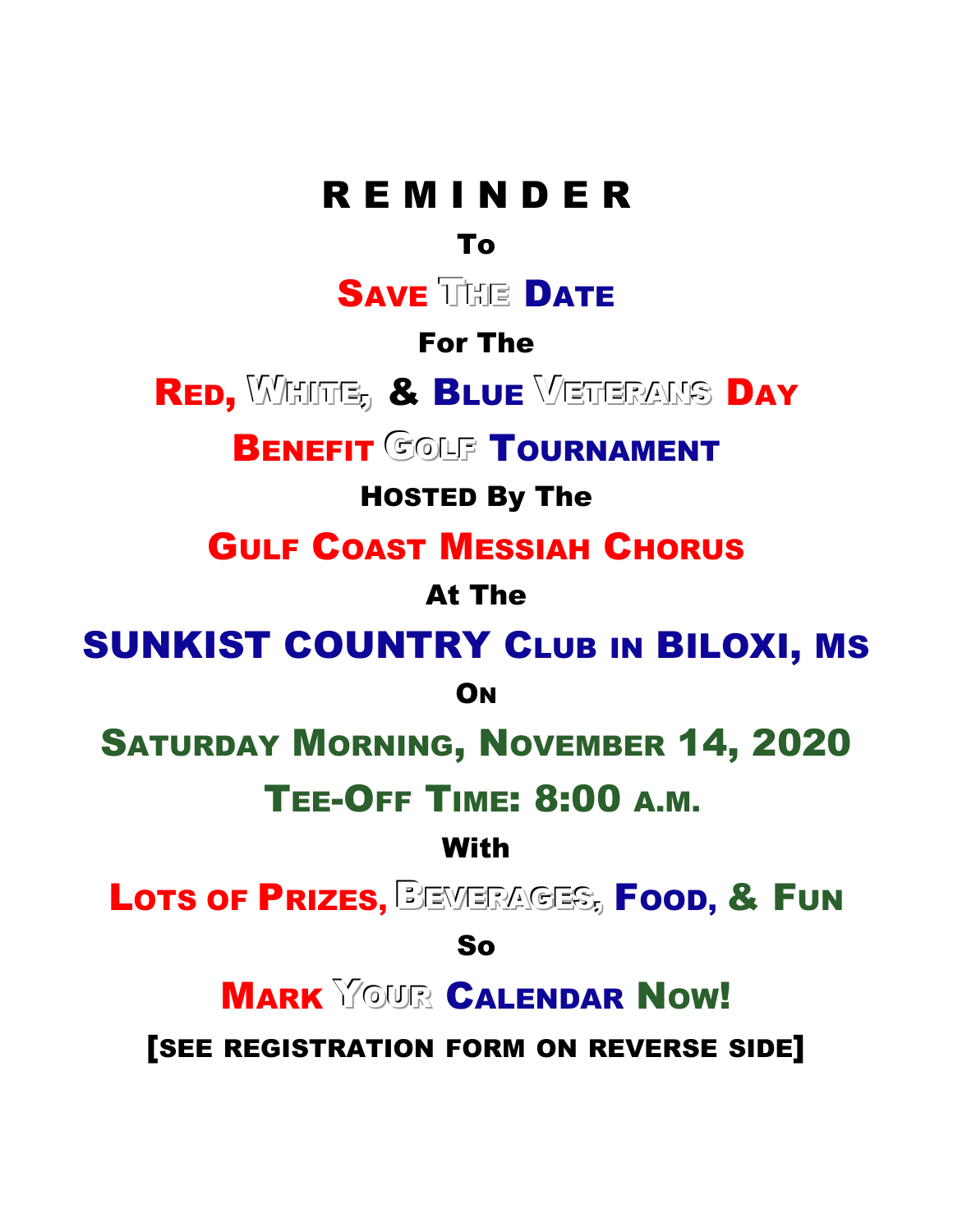# R E M I N D E R

**To**

## Save The Date

**For The**

## Red, White, & Blue Veterans Day

## Benefit Golf Tournament

**Hosted By The**

## Gulf Coast Messiah Chorus

**At The**

## SUNKIST COUNTRY Club in BILOXI, MS

**On**

## Saturday Morning, November 14, 2020

## Tee-Off Time: 8:00 a.m.

**With**

## Lots of Prizes, Beverages, Food, & Fun

**So**

## Mark Your Calendar Now!

**[see registration form on reverse side]**